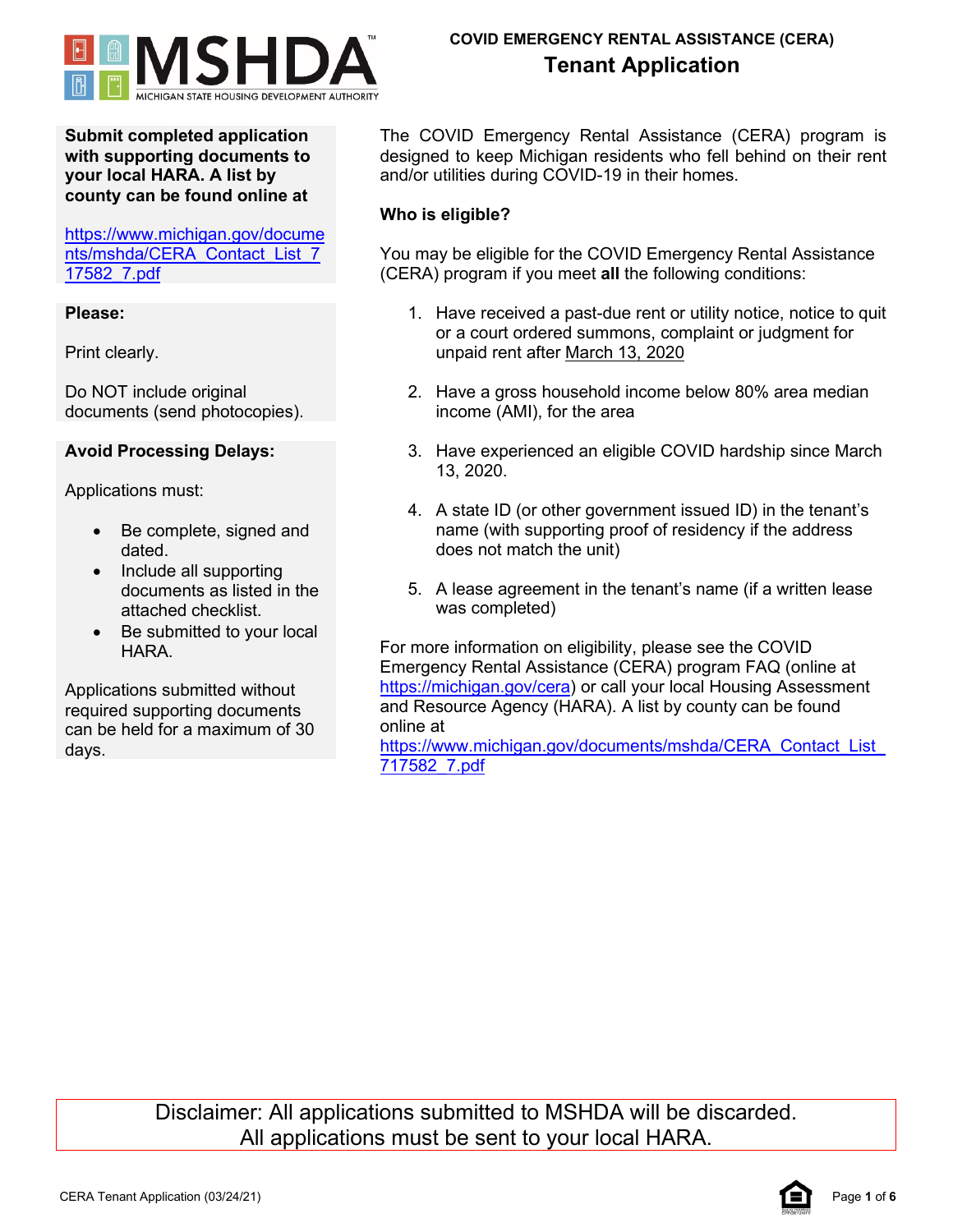MSHDA
MICHIGAN STATE HOUSING DEVELOPMENT AUTHORITY

# COVID EMERGENCY RENTAL ASSISTANCE (CERA)

## Tenant Application

**Submit completed application with supporting documents to your local HARA. A list by county can be found online at**

https://www.michigan.gov/documents/mshda/CERA_Contact_List_717582_7.pdf

**Please:**

Print clearly.

Do NOT include original documents (send photocopies).

**Avoid Processing Delays:**

Applications must:

- Be complete, signed and dated.
- Include all supporting documents as listed in the attached checklist.
- Be submitted to your local HARA.

Applications submitted without required supporting documents can be held for a maximum of 30 days.

The COVID Emergency Rental Assistance (CERA) program is designed to keep Michigan residents who fell behind on their rent and/or utilities during COVID-19 in their homes.

**Who is eligible?**

You may be eligible for the COVID Emergency Rental Assistance (CERA) program if you meet **all** the following conditions:

1. Have received a past-due rent or utility notice, notice to quit or a court ordered summons, complaint or judgment for unpaid rent after March 13, 2020
2. Have a gross household income below 80% area median income (AMI), for the area
3. Have experienced an eligible COVID hardship since March 13, 2020.
4. A state ID (or other government issued ID) in the tenant's name (with supporting proof of residency if the address does not match the unit)
5. A lease agreement in the tenant's name (if a written lease was completed)

For more information on eligibility, please see the COVID Emergency Rental Assistance (CERA) program FAQ (online at https://michigan.gov/cera) or call your local Housing Assessment and Resource Agency (HARA). A list by county can be found online at https://www.michigan.gov/documents/mshda/CERA_Contact_List_717582_7.pdf

Disclaimer: All applications submitted to MSHDA will be discarded.
All applications must be sent to your local HARA.

CERA Tenant Application (03/24/21)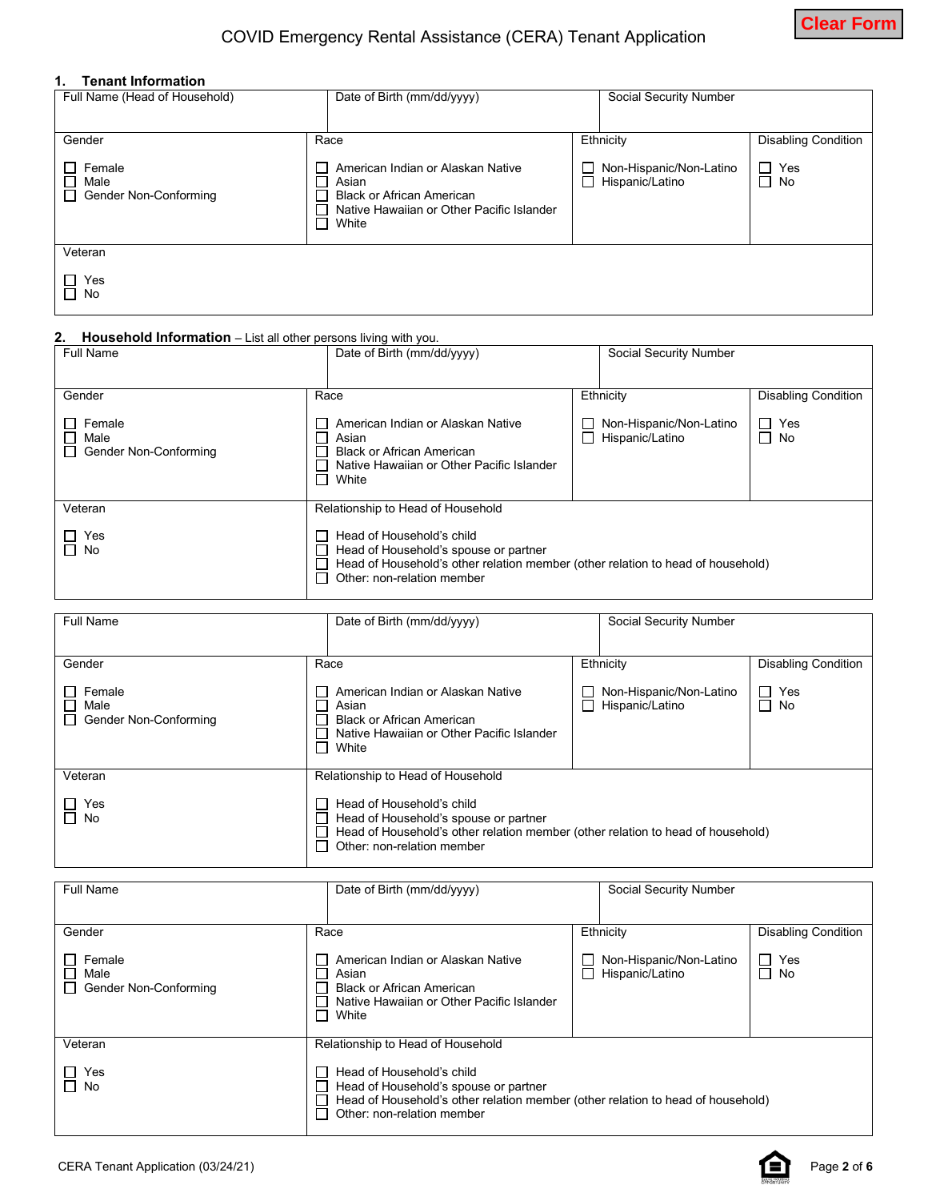# COVID Emergency Rental Assistance (CERA) Tenant Application

Clear Form

## 1. Tenant Information

| Full Name (Head of Household) | Date of Birth (mm/dd/yyyy) | Social Security Number | |
|---|---|---|---|
| | | | |
| **Gender** | **Race** | **Ethnicity** | **Disabling Condition** |
| ☐ Female<br>☐ Male<br>☐ Gender Non-Conforming | ☐ American Indian or Alaskan Native<br>☐ Asian<br>☐ Black or African American<br>☐ Native Hawaiian or Other Pacific Islander<br>☐ White | ☐ Non-Hispanic/Non-Latino<br>☐ Hispanic/Latino | ☐ Yes<br>☐ No |
| **Veteran** | | | |
| ☐ Yes<br>☐ No | | | |

## 2. Household Information – List all other persons living with you.

| Full Name | Date of Birth (mm/dd/yyyy) | Social Security Number | |
|---|---|---|---|
| | | | |
| **Gender** | **Race** | **Ethnicity** | **Disabling Condition** |
| ☐ Female<br>☐ Male<br>☐ Gender Non-Conforming | ☐ American Indian or Alaskan Native<br>☐ Asian<br>☐ Black or African American<br>☐ Native Hawaiian or Other Pacific Islander<br>☐ White | ☐ Non-Hispanic/Non-Latino<br>☐ Hispanic/Latino | ☐ Yes<br>☐ No |
| **Veteran** | **Relationship to Head of Household** | | |
| ☐ Yes<br>☐ No | ☐ Head of Household's child<br>☐ Head of Household's spouse or partner<br>☐ Head of Household's other relation member (other relation to head of household)<br>☐ Other: non-relation member | | |

| Full Name | Date of Birth (mm/dd/yyyy) | Social Security Number | |
|---|---|---|---|
| | | | |
| **Gender** | **Race** | **Ethnicity** | **Disabling Condition** |
| ☐ Female<br>☐ Male<br>☐ Gender Non-Conforming | ☐ American Indian or Alaskan Native<br>☐ Asian<br>☐ Black or African American<br>☐ Native Hawaiian or Other Pacific Islander<br>☐ White | ☐ Non-Hispanic/Non-Latino<br>☐ Hispanic/Latino | ☐ Yes<br>☐ No |
| **Veteran** | **Relationship to Head of Household** | | |
| ☐ Yes<br>☐ No | ☐ Head of Household's child<br>☐ Head of Household's spouse or partner<br>☐ Head of Household's other relation member (other relation to head of household)<br>☐ Other: non-relation member | | |

| Full Name | Date of Birth (mm/dd/yyyy) | Social Security Number | |
|---|---|---|---|
| | | | |
| **Gender** | **Race** | **Ethnicity** | **Disabling Condition** |
| ☐ Female<br>☐ Male<br>☐ Gender Non-Conforming | ☐ American Indian or Alaskan Native<br>☐ Asian<br>☐ Black or African American<br>☐ Native Hawaiian or Other Pacific Islander<br>☐ White | ☐ Non-Hispanic/Non-Latino<br>☐ Hispanic/Latino | ☐ Yes<br>☐ No |
| **Veteran** | **Relationship to Head of Household** | | |
| ☐ Yes<br>☐ No | ☐ Head of Household's child<br>☐ Head of Household's spouse or partner<br>☐ Head of Household's other relation member (other relation to head of household)<br>☐ Other: non-relation member | | |

CERA Tenant Application (03/24/21)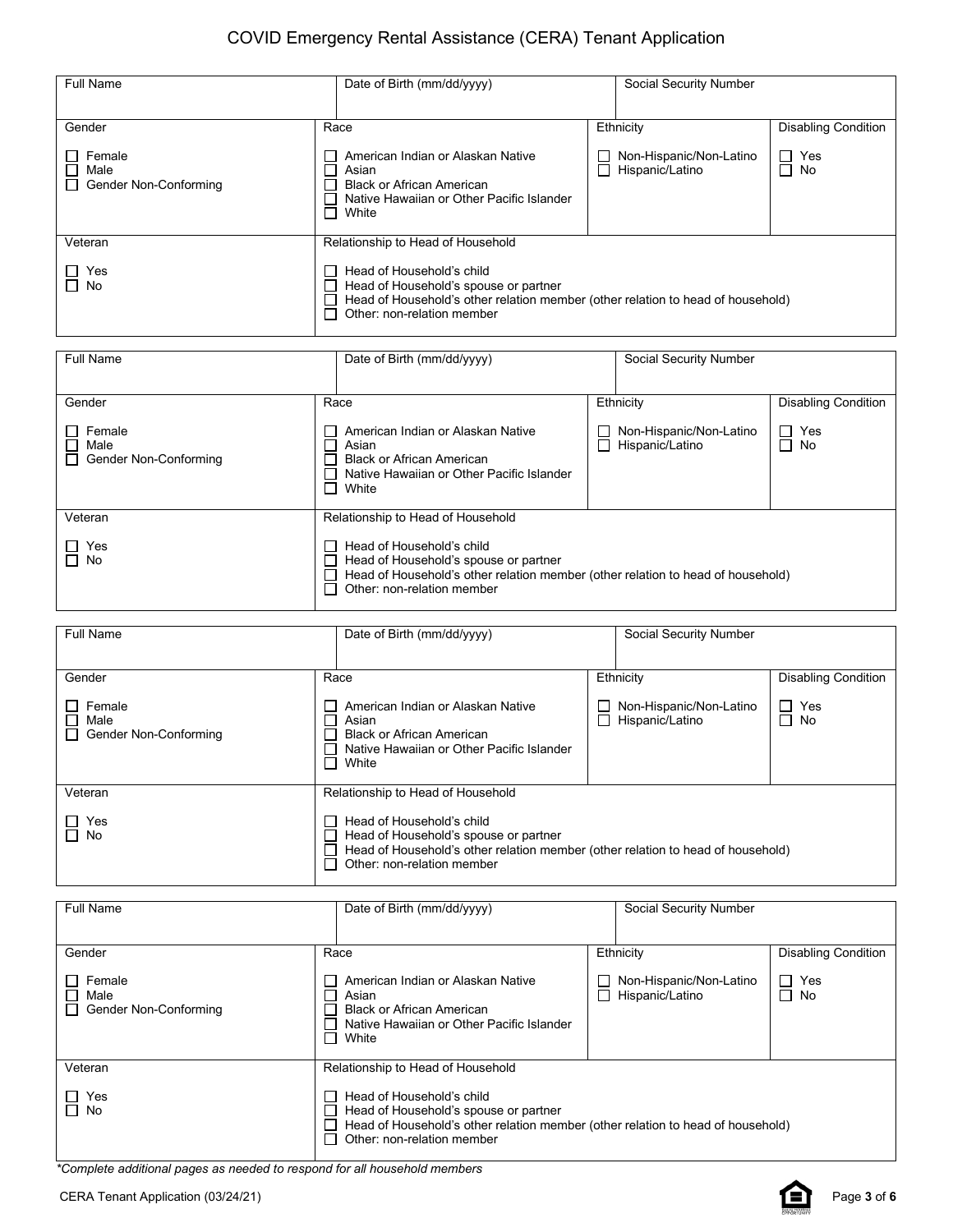# COVID Emergency Rental Assistance (CERA) Tenant Application

| Full Name | Date of Birth (mm/dd/yyyy) | Social Security Number | |
|---|---|---|---|
| **Gender**<br>☐ Female<br>☐ Male<br>☐ Gender Non-Conforming | **Race**<br>☐ American Indian or Alaskan Native<br>☐ Asian<br>☐ Black or African American<br>☐ Native Hawaiian or Other Pacific Islander<br>☐ White | **Ethnicity**<br>☐ Non-Hispanic/Non-Latino<br>☐ Hispanic/Latino | **Disabling Condition**<br>☐ Yes<br>☐ No |
| **Veteran**<br>☐ Yes<br>☐ No | **Relationship to Head of Household**<br>☐ Head of Household's child<br>☐ Head of Household's spouse or partner<br>☐ Head of Household's other relation member (other relation to head of household)<br>☐ Other: non-relation member | | |

| Full Name | Date of Birth (mm/dd/yyyy) | Social Security Number | |
|---|---|---|---|
| **Gender**<br>☐ Female<br>☐ Male<br>☐ Gender Non-Conforming | **Race**<br>☐ American Indian or Alaskan Native<br>☐ Asian<br>☐ Black or African American<br>☐ Native Hawaiian or Other Pacific Islander<br>☐ White | **Ethnicity**<br>☐ Non-Hispanic/Non-Latino<br>☐ Hispanic/Latino | **Disabling Condition**<br>☐ Yes<br>☐ No |
| **Veteran**<br>☐ Yes<br>☐ No | **Relationship to Head of Household**<br>☐ Head of Household's child<br>☐ Head of Household's spouse or partner<br>☐ Head of Household's other relation member (other relation to head of household)<br>☐ Other: non-relation member | | |

| Full Name | Date of Birth (mm/dd/yyyy) | Social Security Number | |
|---|---|---|---|
| **Gender**<br>☐ Female<br>☐ Male<br>☐ Gender Non-Conforming | **Race**<br>☐ American Indian or Alaskan Native<br>☐ Asian<br>☐ Black or African American<br>☐ Native Hawaiian or Other Pacific Islander<br>☐ White | **Ethnicity**<br>☐ Non-Hispanic/Non-Latino<br>☐ Hispanic/Latino | **Disabling Condition**<br>☐ Yes<br>☐ No |
| **Veteran**<br>☐ Yes<br>☐ No | **Relationship to Head of Household**<br>☐ Head of Household's child<br>☐ Head of Household's spouse or partner<br>☐ Head of Household's other relation member (other relation to head of household)<br>☐ Other: non-relation member | | |

| Full Name | Date of Birth (mm/dd/yyyy) | Social Security Number | |
|---|---|---|---|
| **Gender**<br>☐ Female<br>☐ Male<br>☐ Gender Non-Conforming | **Race**<br>☐ American Indian or Alaskan Native<br>☐ Asian<br>☐ Black or African American<br>☐ Native Hawaiian or Other Pacific Islander<br>☐ White | **Ethnicity**<br>☐ Non-Hispanic/Non-Latino<br>☐ Hispanic/Latino | **Disabling Condition**<br>☐ Yes<br>☐ No |
| **Veteran**<br>☐ Yes<br>☐ No | **Relationship to Head of Household**<br>☐ Head of Household's child<br>☐ Head of Household's spouse or partner<br>☐ Head of Household's other relation member (other relation to head of household)<br>☐ Other: non-relation member | | |

*\*Complete additional pages as needed to respond for all household members*

CERA Tenant Application (03/24/21)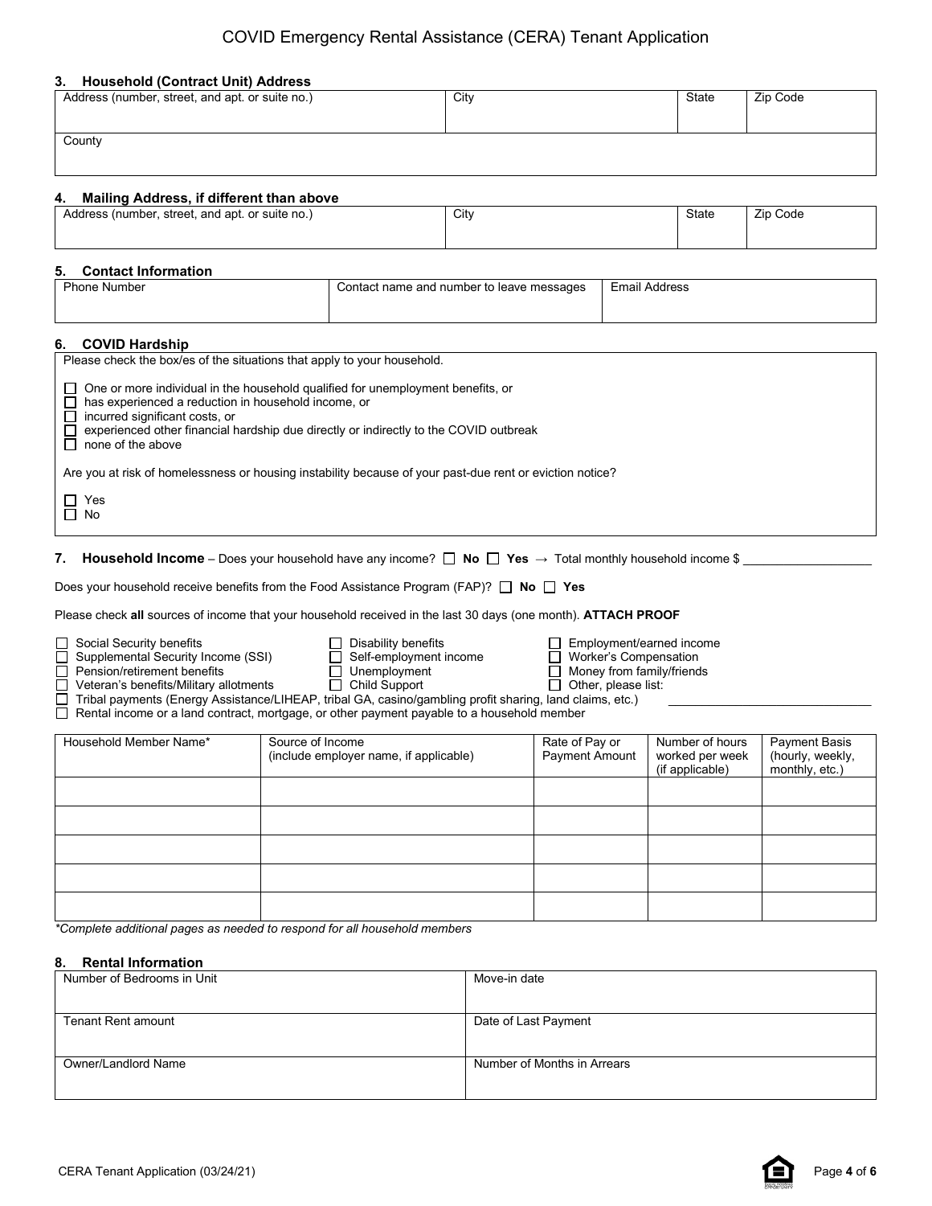# COVID Emergency Rental Assistance (CERA) Tenant Application

### 3. Household (Contract Unit) Address

| Address (number, street, and apt. or suite no.) | City | State | Zip Code |
|---|---|---|---|
| | | | |
| County | | | |

### 4. Mailing Address, if different than above

| Address (number, street, and apt. or suite no.) | City | State | Zip Code |
|---|---|---|---|
| | | | |

### 5. Contact Information

| Phone Number | Contact name and number to leave messages | Email Address |
|---|---|---|
| | | |

### 6. COVID Hardship

Please check the box/es of the situations that apply to your household.

- ☐ One or more individual in the household qualified for unemployment benefits, or
- ☐ has experienced a reduction in household income, or
- ☐ incurred significant costs, or
- ☐ experienced other financial hardship due directly or indirectly to the COVID outbreak
- ☐ none of the above

Are you at risk of homelessness or housing instability because of your past-due rent or eviction notice?

- ☐ Yes
- ☐ No

### 7. Household Income – Does your household have any income? ☐ **No** ☐ **Yes** → Total monthly household income $ ___________________

Does your household receive benefits from the Food Assistance Program (FAP)? ☐ **No** ☐ **Yes**

Please check **all** sources of income that your household received in the last 30 days (one month). **ATTACH PROOF**

- ☐ Social Security benefits
- ☐ Supplemental Security Income (SSI)
- ☐ Pension/retirement benefits
- ☐ Veteran's benefits/Military allotments
- ☐ Disability benefits
- ☐ Self-employment income
- ☐ Unemployment
- ☐ Child Support
- ☐ Employment/earned income
- ☐ Worker's Compensation
- ☐ Money from family/friends
- ☐ Other, please list: ______________________________
- ☐ Tribal payments (Energy Assistance/LIHEAP, tribal GA, casino/gambling profit sharing, land claims, etc.)
- ☐ Rental income or a land contract, mortgage, or other payment payable to a household member

| Household Member Name* | Source of Income (include employer name, if applicable) | Rate of Pay or Payment Amount | Number of hours worked per week (if applicable) | Payment Basis (hourly, weekly, monthly, etc.) |
|---|---|---|---|---|
| | | | | |
| | | | | |
| | | | | |
| | | | | |
| | | | | |

*\*Complete additional pages as needed to respond for all household members*

### 8. Rental Information

| Number of Bedrooms in Unit | Move-in date |
|---|---|
| Tenant Rent amount | Date of Last Payment |
| Owner/Landlord Name | Number of Months in Arrears |

CERA Tenant Application (03/24/21)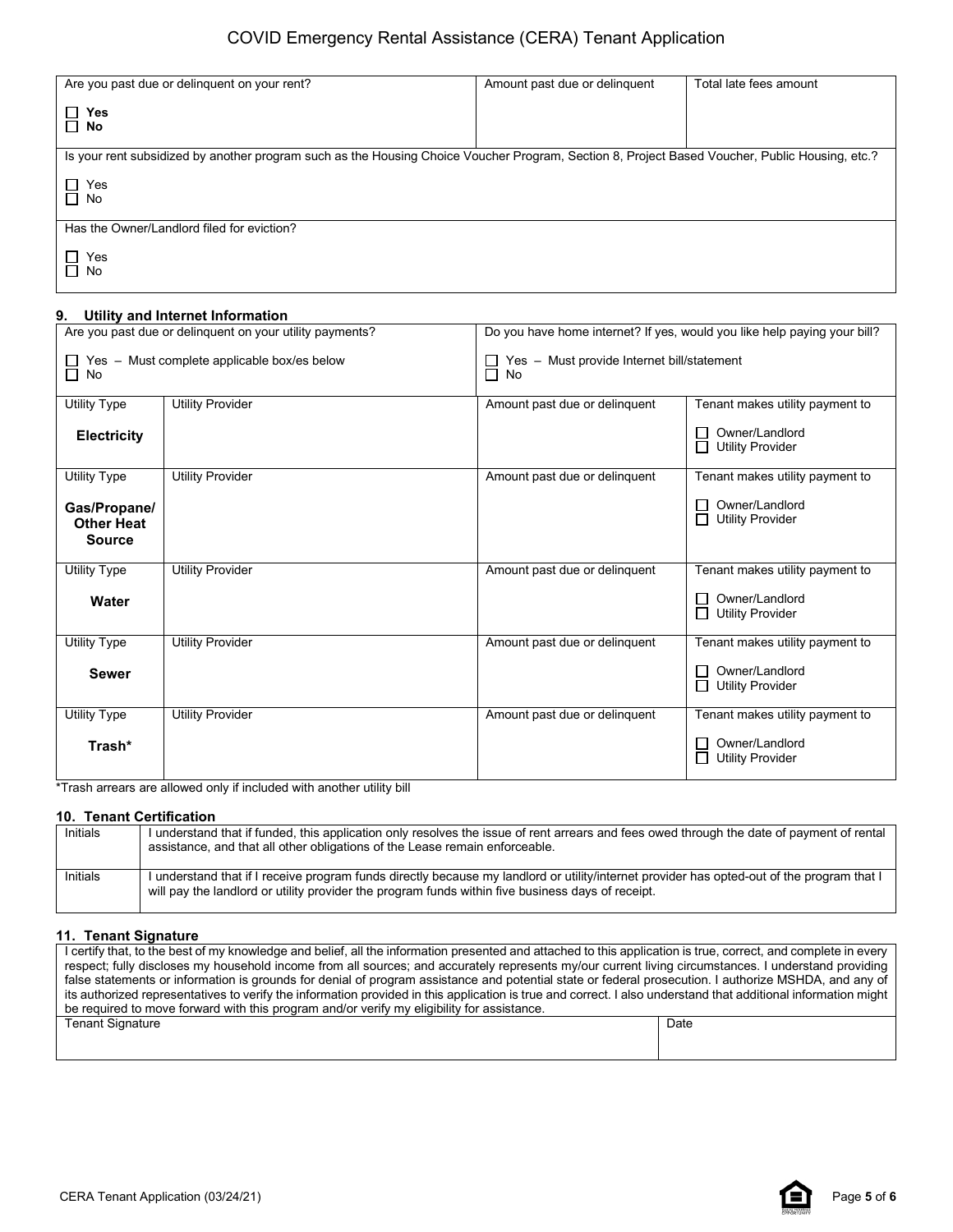# COVID Emergency Rental Assistance (CERA) Tenant Application

| Are you past due or delinquent on your rent? | Amount past due or delinquent | Total late fees amount |
|---|---|---|
| ☐ **Yes**<br>☐ **No** | | |

| Is your rent subsidized by another program such as the Housing Choice Voucher Program, Section 8, Project Based Voucher, Public Housing, etc.? |
|---|
| ☐ Yes<br>☐ No |

| Has the Owner/Landlord filed for eviction? |
|---|
| ☐ Yes<br>☐ No |

## 9. Utility and Internet Information

| Are you past due or delinquent on your utility payments? | Do you have home internet? If yes, would you like help paying your bill? |
|---|---|
| ☐ Yes – Must complete applicable box/es below<br>☐ No | ☐ Yes – Must provide Internet bill/statement<br>☐ No |

| Utility Type | Utility Provider | Amount past due or delinquent | Tenant makes utility payment to |
|---|---|---|---|
| **Electricity** | | | ☐ Owner/Landlord<br>☐ Utility Provider |
| **Gas/Propane/ Other Heat Source** | | | ☐ Owner/Landlord<br>☐ Utility Provider |
| **Water** | | | ☐ Owner/Landlord<br>☐ Utility Provider |
| **Sewer** | | | ☐ Owner/Landlord<br>☐ Utility Provider |
| **Trash*** | | | ☐ Owner/Landlord<br>☐ Utility Provider |

*Trash arrears are allowed only if included with another utility bill

## 10. Tenant Certification

| Initials | Certification |
|---|---|
| Initials | I understand that if funded, this application only resolves the issue of rent arrears and fees owed through the date of payment of rental assistance, and that all other obligations of the Lease remain enforceable. |
| Initials | I understand that if I receive program funds directly because my landlord or utility/internet provider has opted-out of the program that I will pay the landlord or utility provider the program funds within five business days of receipt. |

## 11. Tenant Signature

I certify that, to the best of my knowledge and belief, all the information presented and attached to this application is true, correct, and complete in every respect; fully discloses my household income from all sources; and accurately represents my/our current living circumstances. I understand providing false statements or information is grounds for denial of program assistance and potential state or federal prosecution. I authorize MSHDA, and any of its authorized representatives to verify the information provided in this application is true and correct. I also understand that additional information might be required to move forward with this program and/or verify my eligibility for assistance.

| Tenant Signature | Date |
|---|---|
| | |

CERA Tenant Application (03/24/21)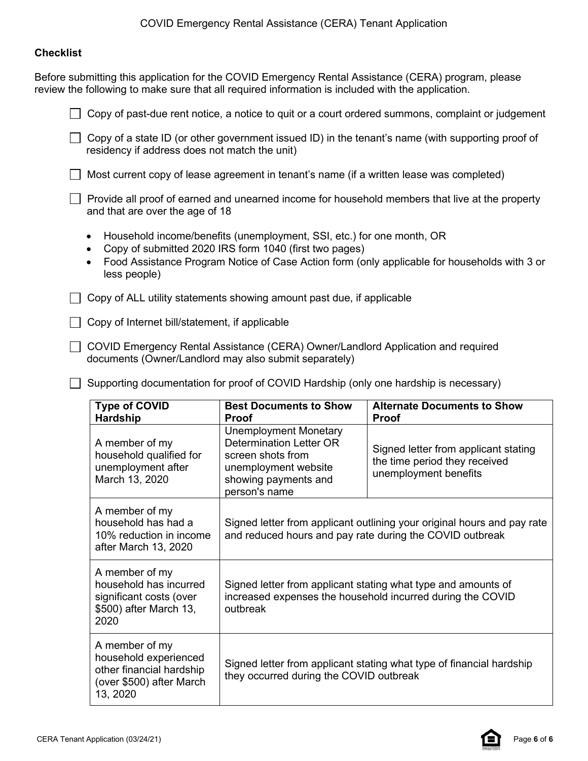## Checklist

Before submitting this application for the COVID Emergency Rental Assistance (CERA) program, please review the following to make sure that all required information is included with the application.

- ☐ Copy of past-due rent notice, a notice to quit or a court ordered summons, complaint or judgement
- ☐ Copy of a state ID (or other government issued ID) in the tenant's name (with supporting proof of residency if address does not match the unit)
- ☐ Most current copy of lease agreement in tenant's name (if a written lease was completed)
- ☐ Provide all proof of earned and unearned income for household members that live at the property and that are over the age of 18
  - Household income/benefits (unemployment, SSI, etc.) for one month, OR
  - Copy of submitted 2020 IRS form 1040 (first two pages)
  - Food Assistance Program Notice of Case Action form (only applicable for households with 3 or less people)
- ☐ Copy of ALL utility statements showing amount past due, if applicable
- ☐ Copy of Internet bill/statement, if applicable
- ☐ COVID Emergency Rental Assistance (CERA) Owner/Landlord Application and required documents (Owner/Landlord may also submit separately)
- ☐ Supporting documentation for proof of COVID Hardship (only one hardship is necessary)

| Type of COVID Hardship | Best Documents to Show Proof | Alternate Documents to Show Proof |
|---|---|---|
| A member of my household qualified for unemployment after March 13, 2020 | Unemployment Monetary Determination Letter OR screen shots from unemployment website showing payments and person's name | Signed letter from applicant stating the time period they received unemployment benefits |
| A member of my household has had a 10% reduction in income after March 13, 2020 | Signed letter from applicant outlining your original hours and pay rate and reduced hours and pay rate during the COVID outbreak | |
| A member of my household has incurred significant costs (over $500) after March 13, 2020 | Signed letter from applicant stating what type and amounts of increased expenses the household incurred during the COVID outbreak | |
| A member of my household experienced other financial hardship (over $500) after March 13, 2020 | Signed letter from applicant stating what type of financial hardship they occurred during the COVID outbreak | |